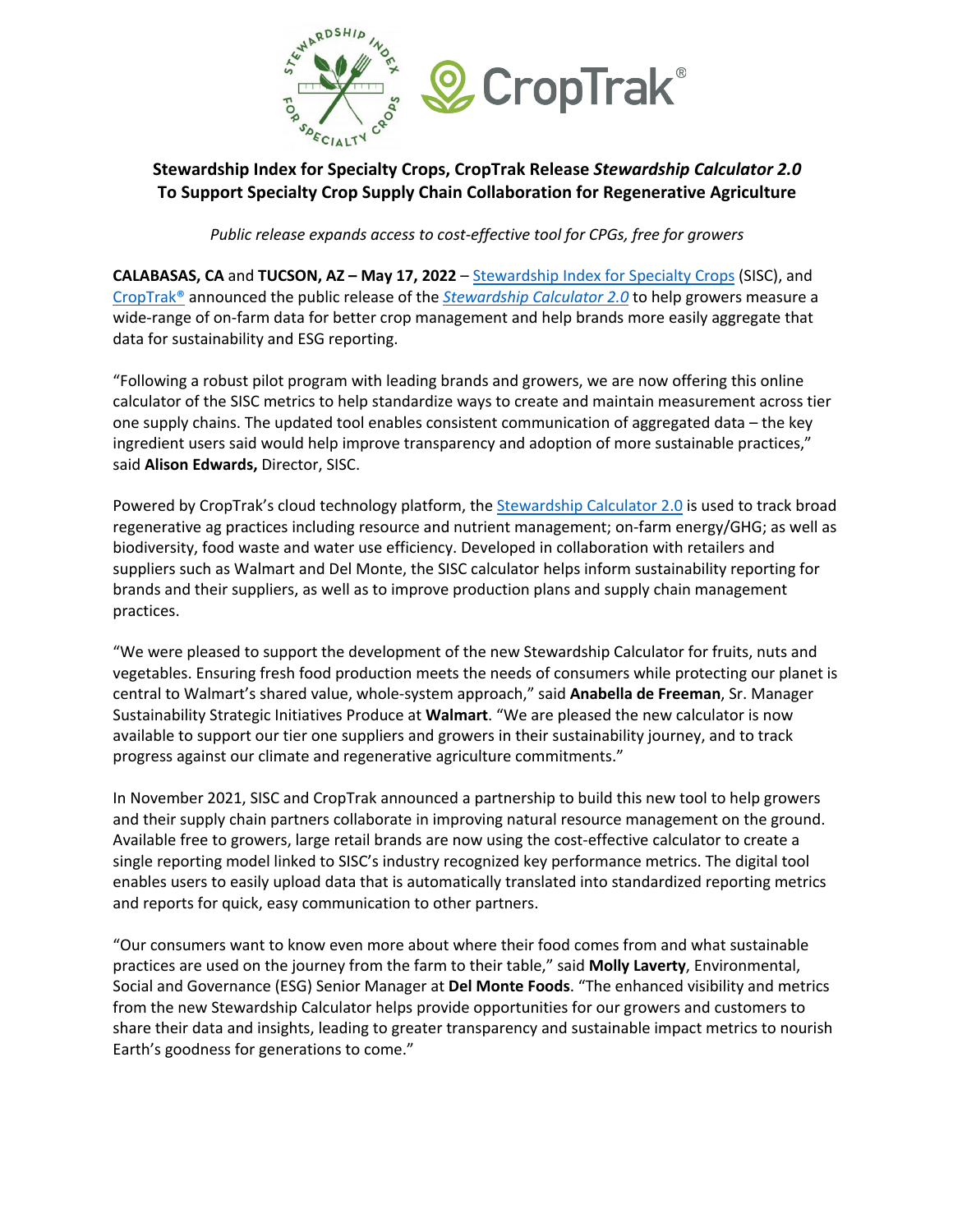**Stewardship Index for Specialty Crops, CropTrak Release *Stewardship Calculator 2.0* To Support Specialty Crop Supply Chain Collaboration for Regenerative Agriculture**

*Public release expands access to cost-effective tool for CPGs, free for growers*

**CALABASAS, CA** and **TUCSON, AZ – May 17, 2022** – Stewardship Index for Specialty Crops (SISC), and CropTrak® announced the public release of the *Stewardship Calculator 2.0* to help growers measure a wide-range of on-farm data for better crop management and help brands more easily aggregate that data for sustainability and ESG reporting.

"Following a robust pilot program with leading brands and growers, we are now offering this online calculator of the SISC metrics to help standardize ways to create and maintain measurement across tier one supply chains. The updated tool enables consistent communication of aggregated data – the key ingredient users said would help improve transparency and adoption of more sustainable practices," said **Alison Edwards,** Director, SISC.

Powered by CropTrak's cloud technology platform, the Stewardship Calculator 2.0 is used to track broad regenerative ag practices including resource and nutrient management; on-farm energy/GHG; as well as biodiversity, food waste and water use efficiency. Developed in collaboration with retailers and suppliers such as Walmart and Del Monte, the SISC calculator helps inform sustainability reporting for brands and their suppliers, as well as to improve production plans and supply chain management practices.

"We were pleased to support the development of the new Stewardship Calculator for fruits, nuts and vegetables. Ensuring fresh food production meets the needs of consumers while protecting our planet is central to Walmart's shared value, whole-system approach," said **Anabella de Freeman**, Sr. Manager Sustainability Strategic Initiatives Produce at **Walmart**. "We are pleased the new calculator is now available to support our tier one suppliers and growers in their sustainability journey, and to track progress against our climate and regenerative agriculture commitments."

In November 2021, SISC and CropTrak announced a partnership to build this new tool to help growers and their supply chain partners collaborate in improving natural resource management on the ground. Available free to growers, large retail brands are now using the cost-effective calculator to create a single reporting model linked to SISC's industry recognized key performance metrics. The digital tool enables users to easily upload data that is automatically translated into standardized reporting metrics and reports for quick, easy communication to other partners.

"Our consumers want to know even more about where their food comes from and what sustainable practices are used on the journey from the farm to their table," said **Molly Laverty**, Environmental, Social and Governance (ESG) Senior Manager at **Del Monte Foods**. "The enhanced visibility and metrics from the new Stewardship Calculator helps provide opportunities for our growers and customers to share their data and insights, leading to greater transparency and sustainable impact metrics to nourish Earth's goodness for generations to come."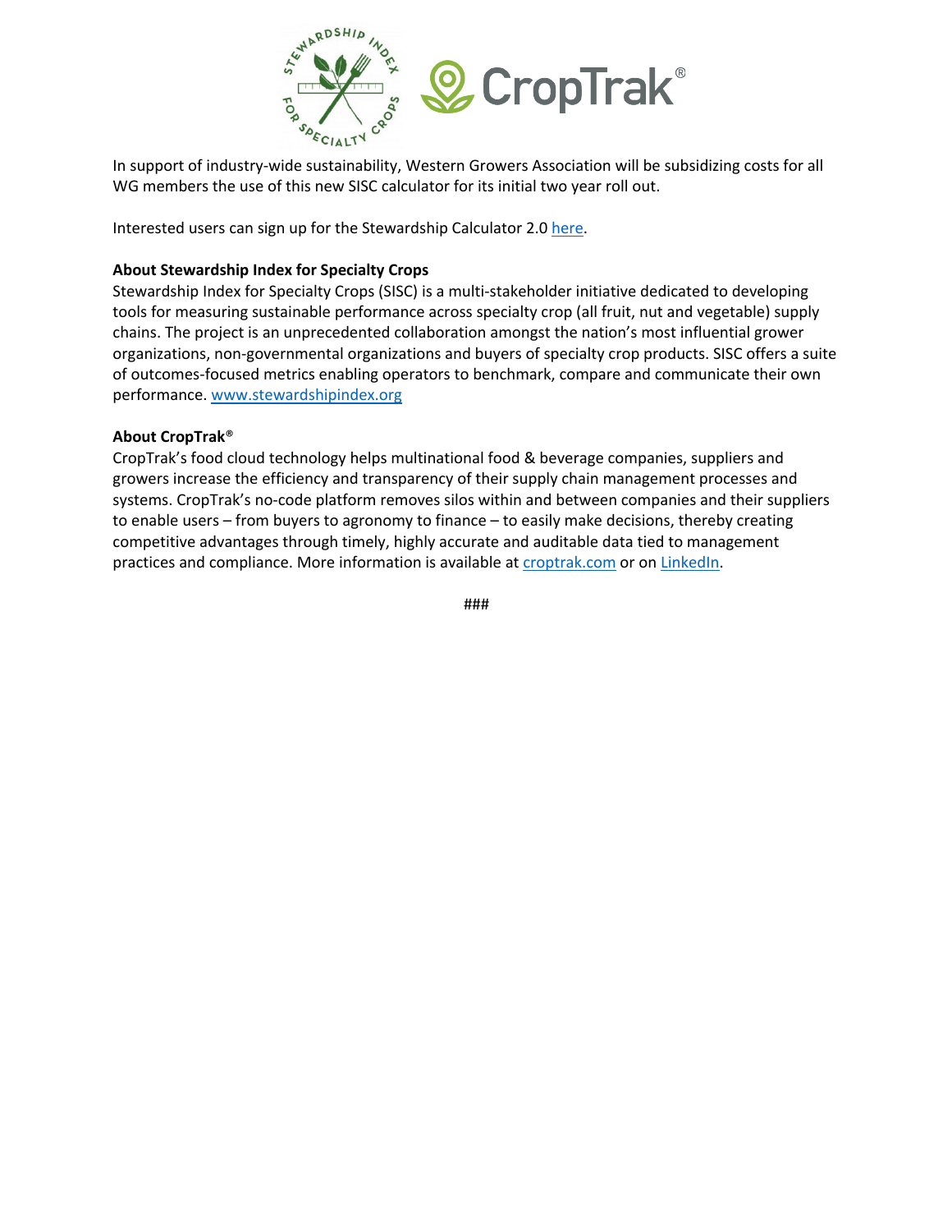In support of industry-wide sustainability, Western Growers Association will be subsidizing costs for all WG members the use of this new SISC calculator for its initial two year roll out.

Interested users can sign up for the Stewardship Calculator 2.0 here.

**About Stewardship Index for Specialty Crops**

Stewardship Index for Specialty Crops (SISC) is a multi-stakeholder initiative dedicated to developing tools for measuring sustainable performance across specialty crop (all fruit, nut and vegetable) supply chains. The project is an unprecedented collaboration amongst the nation's most influential grower organizations, non-governmental organizations and buyers of specialty crop products. SISC offers a suite of outcomes-focused metrics enabling operators to benchmark, compare and communicate their own performance. www.stewardshipindex.org

**About CropTrak®**

CropTrak's food cloud technology helps multinational food & beverage companies, suppliers and growers increase the efficiency and transparency of their supply chain management processes and systems. CropTrak's no-code platform removes silos within and between companies and their suppliers to enable users – from buyers to agronomy to finance – to easily make decisions, thereby creating competitive advantages through timely, highly accurate and auditable data tied to management practices and compliance. More information is available at croptrak.com or on LinkedIn.

###